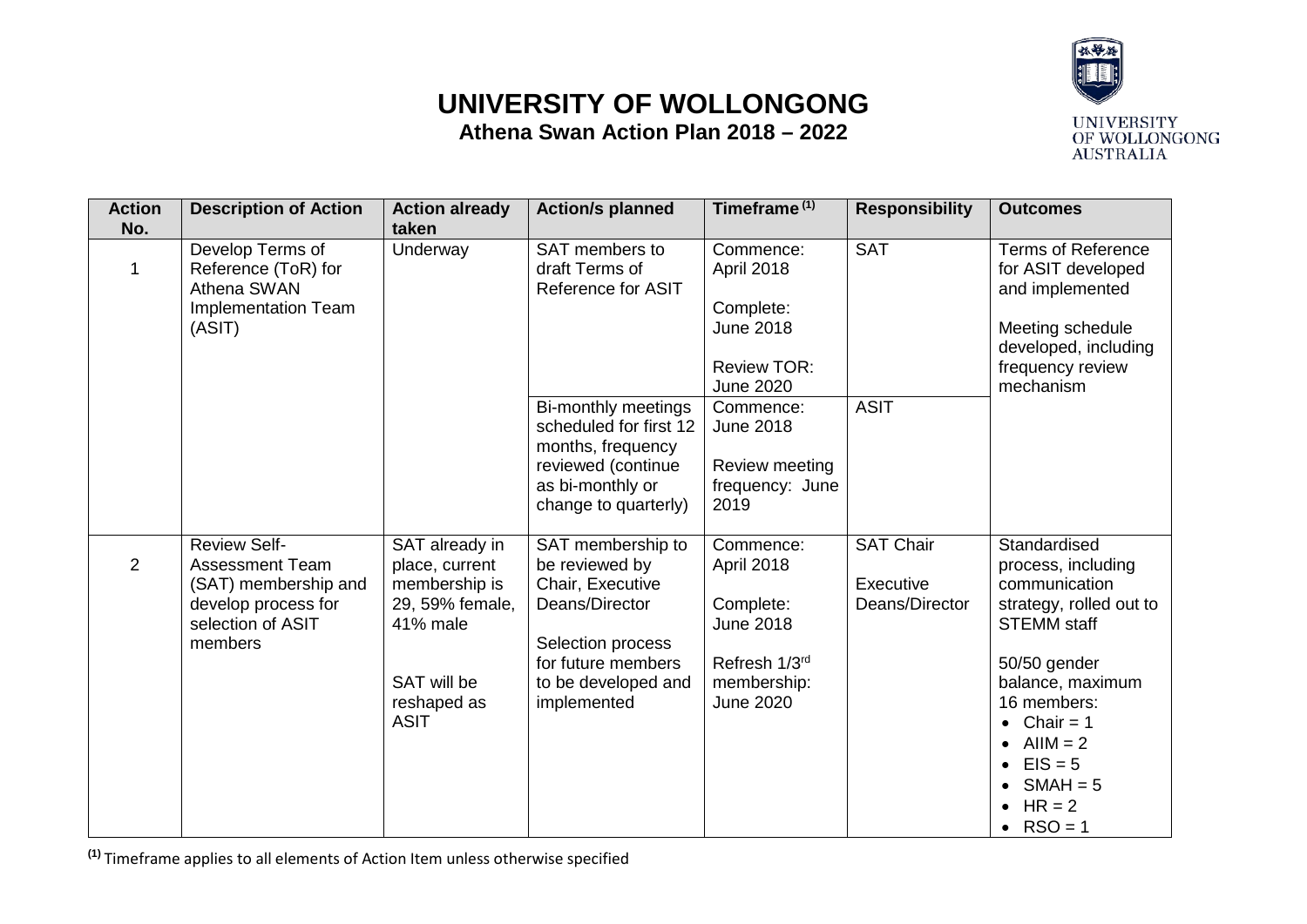# UNIVERSITY OF WOLLONGONG

## Athena Swan Action Plan 2018 – 2022

| Action No. | Description of Action | Action already taken | Action/s planned | Timeframe [1] | Responsibility | Outcomes |
|---|---|---|---|---|---|---|
| 1 | Develop Terms of Reference (ToR) for Athena SWAN Implementation Team (ASIT) | Underway | SAT members to draft Terms of Reference for ASIT | Commence: April 2018<br><br>Complete: June 2018<br><br>Review TOR: June 2020 | SAT | Terms of Reference for ASIT developed and implemented<br><br>Meeting schedule developed, including frequency review mechanism |
| | | | Bi-monthly meetings scheduled for first 12 months, frequency reviewed (continue as bi-monthly or change to quarterly) | Commence: June 2018<br><br>Review meeting frequency: June 2019 | ASIT | |
| 2 | Review Self-Assessment Team (SAT) membership and develop process for selection of ASIT members | SAT already in place, current membership is 29, 59% female, 41% male<br><br>SAT will be reshaped as ASIT | SAT membership to be reviewed by Chair, Executive Deans/Director<br><br>Selection process for future members to be developed and implemented | Commence: April 2018<br><br>Complete: June 2018<br><br>Refresh 1/3rd membership: June 2020 | SAT Chair<br><br>Executive Deans/Director | Standardised process, including communication strategy, rolled out to STEMM staff<br><br>50/50 gender balance, maximum 16 members:<br>• Chair = 1<br>• AIIM = 2<br>• EIS = 5<br>• SMAH = 5<br>• HR = 2<br>• RSO = 1 |

[1] Timeframe applies to all elements of Action Item unless otherwise specified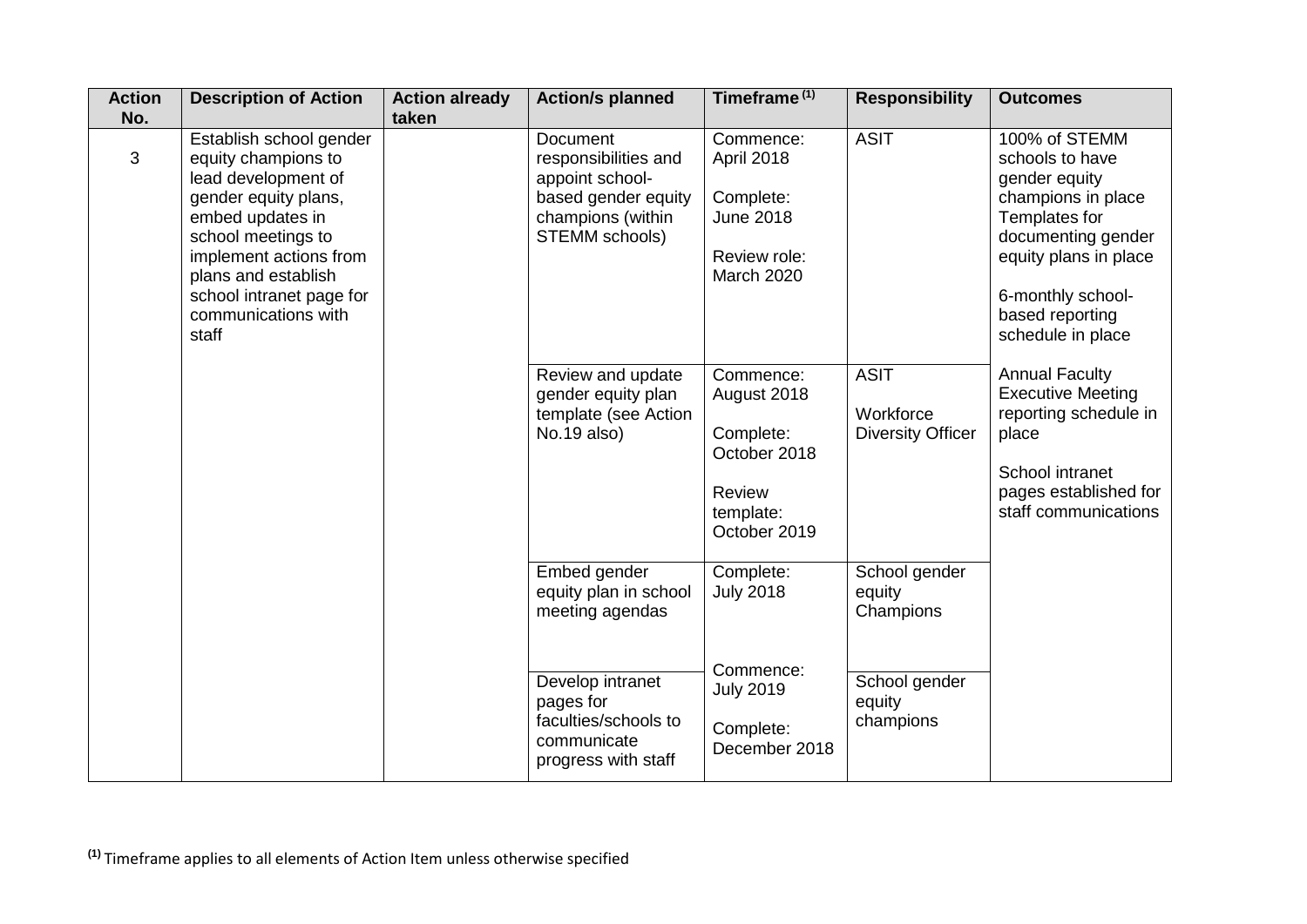| Action No. | Description of Action | Action already taken | Action/s planned | Timeframe [1] | Responsibility | Outcomes |
|---|---|---|---|---|---|---|
| 3 | Establish school gender equity champions to lead development of gender equity plans, embed updates in school meetings to implement actions from plans and establish school intranet page for communications with staff | | Document responsibilities and appoint school-based gender equity champions (within STEMM schools) | Commence: April 2018<br><br>Complete: June 2018<br><br>Review role: March 2020 | ASIT | 100% of STEMM schools to have gender equity champions in place Templates for documenting gender equity plans in place<br><br>6-monthly school-based reporting schedule in place<br><br>Annual Faculty Executive Meeting reporting schedule in place<br><br>School intranet pages established for staff communications |
| | | | Review and update gender equity plan template (see Action No.19 also) | Commence: August 2018<br><br>Complete: October 2018<br><br>Review template: October 2019 | ASIT<br><br>Workforce Diversity Officer | |
| | | | Embed gender equity plan in school meeting agendas | Complete: July 2018 | School gender equity Champions | |
| | | | Develop intranet pages for faculties/schools to communicate progress with staff | Commence: July 2019<br><br>Complete: December 2018 | School gender equity champions | |

[1] Timeframe applies to all elements of Action Item unless otherwise specified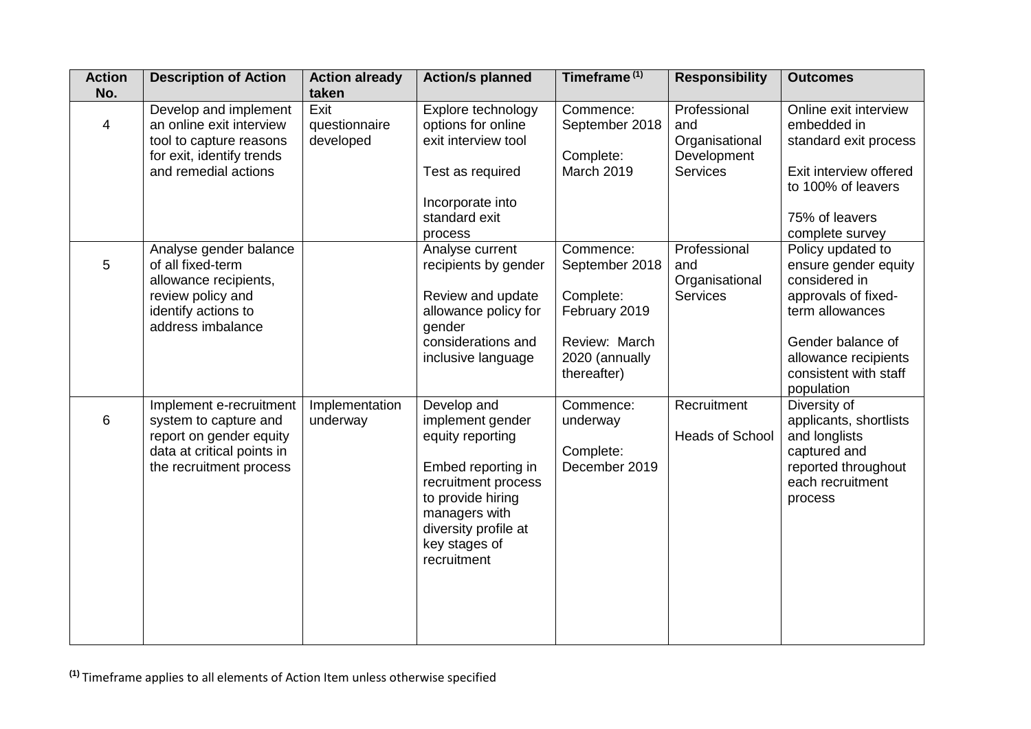| Action No. | Description of Action | Action already taken | Action/s planned | Timeframe [1] | Responsibility | Outcomes |
|---|---|---|---|---|---|---|
| 4 | Develop and implement an online exit interview tool to capture reasons for exit, identify trends and remedial actions | Exit questionnaire developed | Explore technology options for online exit interview tool<br><br>Test as required<br><br>Incorporate into standard exit process | Commence: September 2018<br><br>Complete: March 2019 | Professional and Organisational Development Services | Online exit interview embedded in standard exit process<br><br>Exit interview offered to 100% of leavers<br><br>75% of leavers complete survey |
| 5 | Analyse gender balance of all fixed-term allowance recipients, review policy and identify actions to address imbalance | | Analyse current recipients by gender<br><br>Review and update allowance policy for gender considerations and inclusive language | Commence: September 2018<br><br>Complete: February 2019<br><br>Review: March 2020 (annually thereafter) | Professional and Organisational Services | Policy updated to ensure gender equity considered in approvals of fixed-term allowances<br><br>Gender balance of allowance recipients consistent with staff population |
| 6 | Implement e-recruitment system to capture and report on gender equity data at critical points in the recruitment process | Implementation underway | Develop and implement gender equity reporting<br><br>Embed reporting in recruitment process to provide hiring managers with diversity profile at key stages of recruitment | Commence: underway<br><br>Complete: December 2019 | Recruitment<br><br>Heads of School | Diversity of applicants, shortlists and longlists captured and reported throughout each recruitment process |

[1] Timeframe applies to all elements of Action Item unless otherwise specified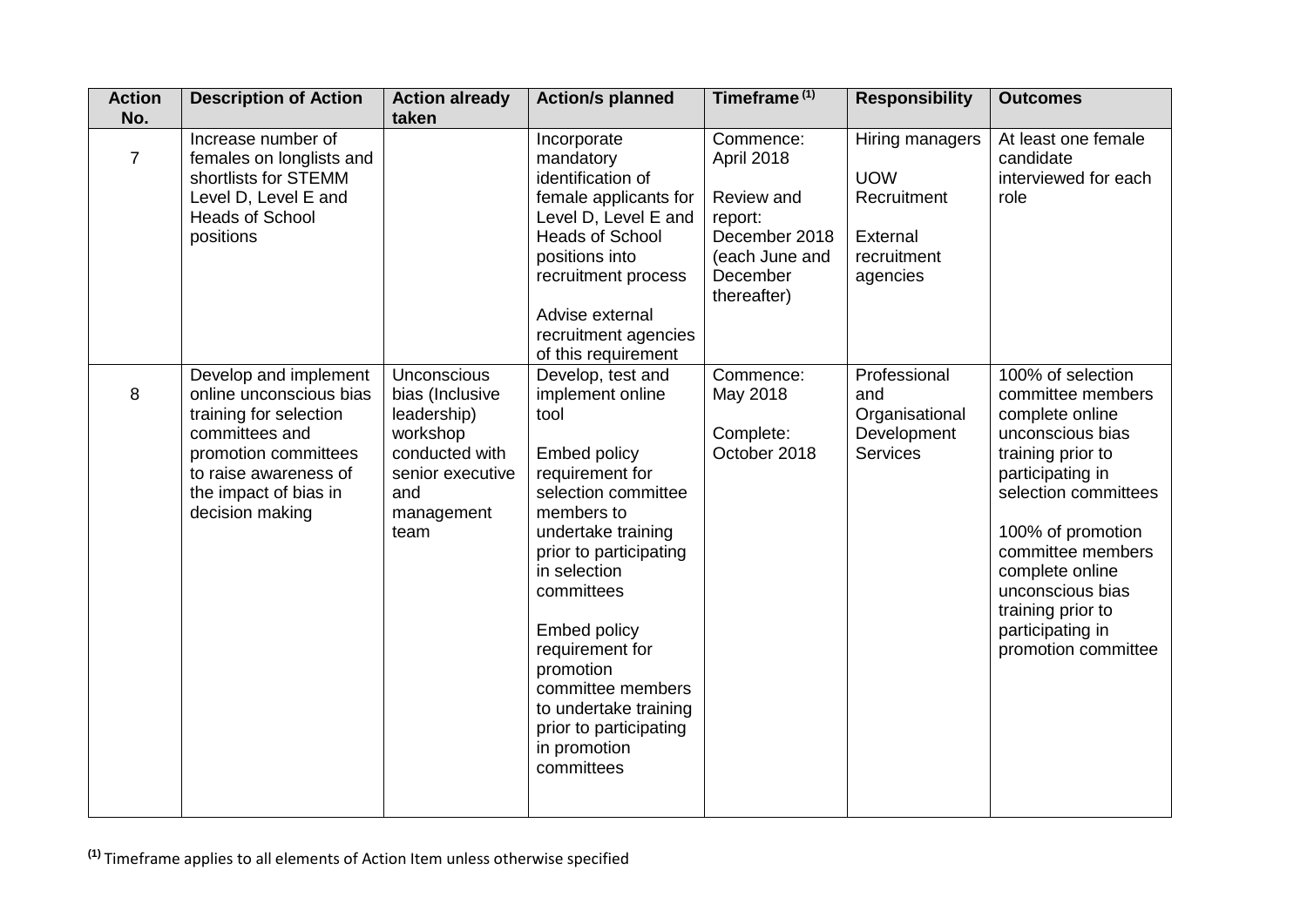| Action No. | Description of Action | Action already taken | Action/s planned | Timeframe [1] | Responsibility | Outcomes |
|---|---|---|---|---|---|---|
| 7 | Increase number of females on longlists and shortlists for STEMM Level D, Level E and Heads of School positions | | Incorporate mandatory identification of female applicants for Level D, Level E and Heads of School positions into recruitment process<br><br>Advise external recruitment agencies of this requirement | Commence: April 2018<br><br>Review and report: December 2018 (each June and December thereafter) | Hiring managers<br><br>UOW Recruitment<br><br>External recruitment agencies | At least one female candidate interviewed for each role |
| 8 | Develop and implement online unconscious bias training for selection committees and promotion committees to raise awareness of the impact of bias in decision making | Unconscious bias (Inclusive leadership) workshop conducted with senior executive and management team | Develop, test and implement online tool<br><br>Embed policy requirement for selection committee members to undertake training prior to participating in selection committees<br><br>Embed policy requirement for promotion committee members to undertake training prior to participating in promotion committees | Commence: May 2018<br><br>Complete: October 2018 | Professional and Organisational Development Services | 100% of selection committee members complete online unconscious bias training prior to participating in selection committees<br><br>100% of promotion committee members complete online unconscious bias training prior to participating in promotion committee |

[1] Timeframe applies to all elements of Action Item unless otherwise specified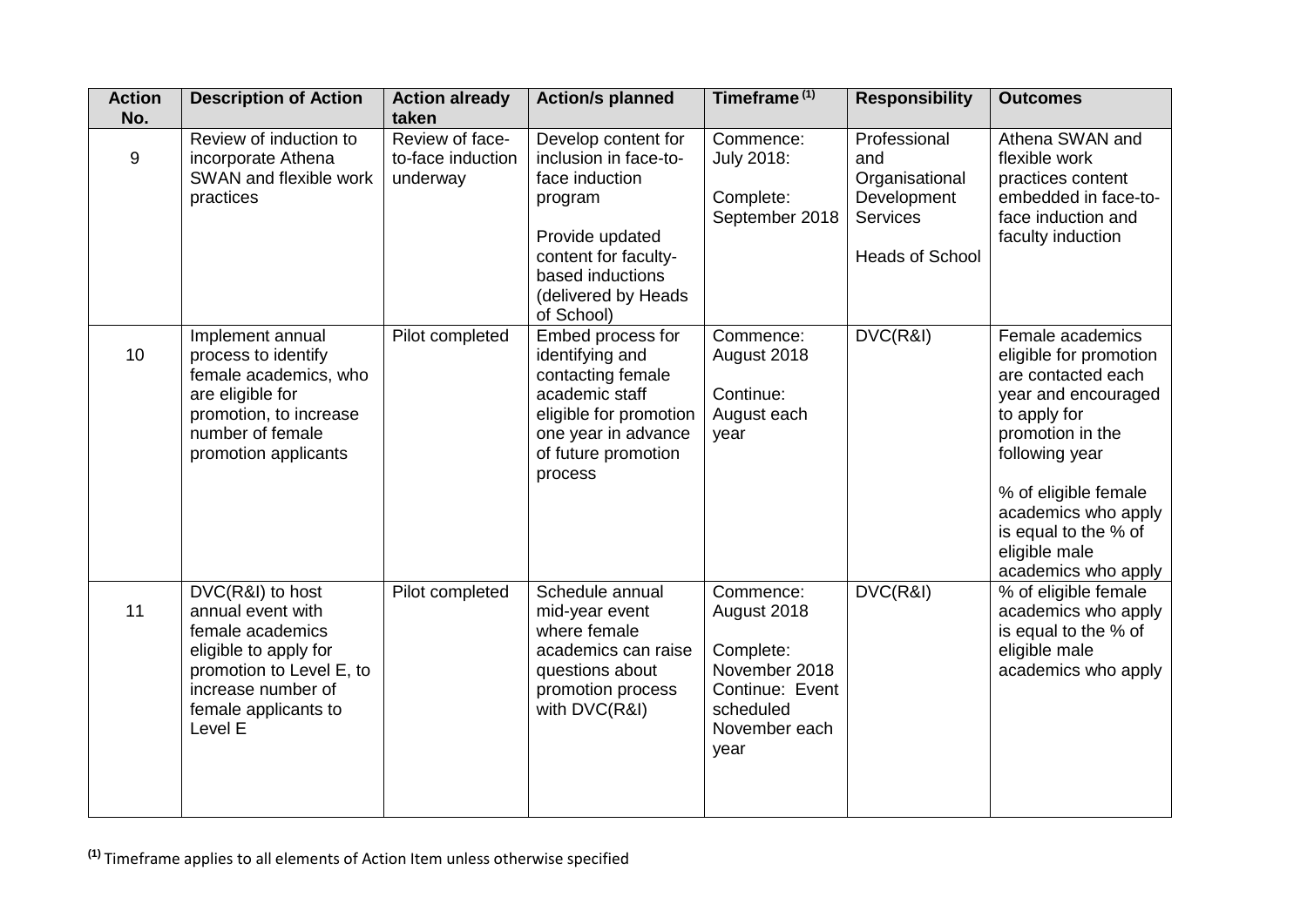| Action No. | Description of Action | Action already taken | Action/s planned | Timeframe [(1)] | Responsibility | Outcomes |
|---|---|---|---|---|---|---|
| 9 | Review of induction to incorporate Athena SWAN and flexible work practices | Review of face-to-face induction underway | Develop content for inclusion in face-to-face induction program<br><br>Provide updated content for faculty-based inductions (delivered by Heads of School) | Commence: July 2018:<br><br>Complete: September 2018 | Professional and Organisational Development Services<br><br>Heads of School | Athena SWAN and flexible work practices content embedded in face-to-face induction and faculty induction |
| 10 | Implement annual process to identify female academics, who are eligible for promotion, to increase number of female promotion applicants | Pilot completed | Embed process for identifying and contacting female academic staff eligible for promotion one year in advance of future promotion process | Commence: August 2018<br><br>Continue: August each year | DVC(R&I) | Female academics eligible for promotion are contacted each year and encouraged to apply for promotion in the following year<br><br>% of eligible female academics who apply is equal to the % of eligible male academics who apply |
| 11 | DVC(R&I) to host annual event with female academics eligible to apply for promotion to Level E, to increase number of female applicants to Level E | Pilot completed | Schedule annual mid-year event where female academics can raise questions about promotion process with DVC(R&I) | Commence: August 2018<br><br>Complete: November 2018<br>Continue: Event scheduled November each year | DVC(R&I) | % of eligible female academics who apply is equal to the % of eligible male academics who apply |

[(1)] Timeframe applies to all elements of Action Item unless otherwise specified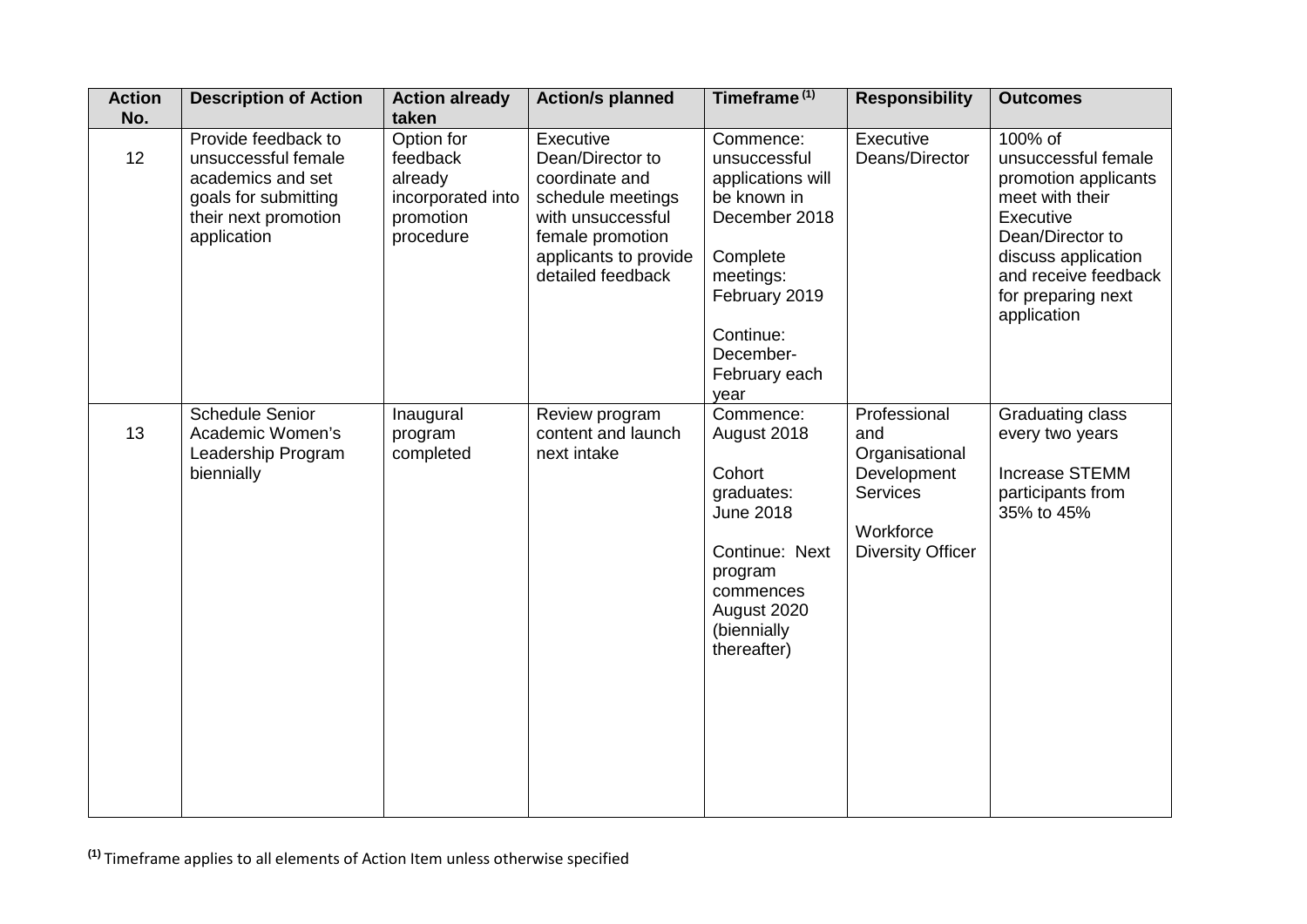| Action No. | Description of Action | Action already taken | Action/s planned | Timeframe [1] | Responsibility | Outcomes |
|---|---|---|---|---|---|---|
| 12 | Provide feedback to unsuccessful female academics and set goals for submitting their next promotion application | Option for feedback already incorporated into promotion procedure | Executive Dean/Director to coordinate and schedule meetings with unsuccessful female promotion applicants to provide detailed feedback | Commence: unsuccessful applications will be known in December 2018<br><br>Complete meetings: February 2019<br><br>Continue: December-February each year | Executive Deans/Director | 100% of unsuccessful female promotion applicants meet with their Executive Dean/Director to discuss application and receive feedback for preparing next application |
| 13 | Schedule Senior Academic Women's Leadership Program biennially | Inaugural program completed | Review program content and launch next intake | Commence: August 2018<br><br>Cohort graduates: June 2018<br><br>Continue: Next program commences August 2020 (biennially thereafter) | Professional and Organisational Development Services<br><br>Workforce Diversity Officer | Graduating class every two years<br><br>Increase STEMM participants from 35% to 45% |

[1] Timeframe applies to all elements of Action Item unless otherwise specified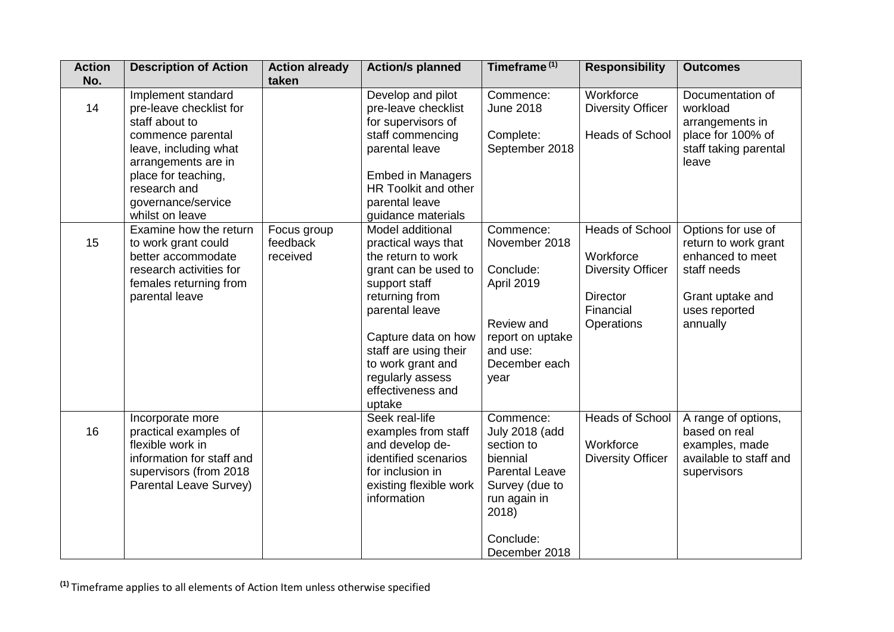| Action No. | Description of Action | Action already taken | Action/s planned | Timeframe [1] | Responsibility | Outcomes |
|---|---|---|---|---|---|---|
| 14 | Implement standard pre-leave checklist for staff about to commence parental leave, including what arrangements are in place for teaching, research and governance/service whilst on leave | | Develop and pilot pre-leave checklist for supervisors of staff commencing parental leave<br><br>Embed in Managers HR Toolkit and other parental leave guidance materials | Commence: June 2018<br><br>Complete: September 2018 | Workforce Diversity Officer<br><br>Heads of School | Documentation of workload arrangements in place for 100% of staff taking parental leave |
| 15 | Examine how the return to work grant could better accommodate research activities for females returning from parental leave | Focus group feedback received | Model additional practical ways that the return to work grant can be used to support staff returning from parental leave<br><br>Capture data on how staff are using their to work grant and regularly assess effectiveness and uptake | Commence: November 2018<br><br>Conclude: April 2019<br><br>Review and report on uptake and use: December each year | Heads of School<br><br>Workforce Diversity Officer<br><br>Director Financial Operations | Options for use of return to work grant enhanced to meet staff needs<br><br>Grant uptake and uses reported annually |
| 16 | Incorporate more practical examples of flexible work in information for staff and supervisors (from 2018 Parental Leave Survey) | | Seek real-life examples from staff and develop de-identified scenarios for inclusion in existing flexible work information | Commence: July 2018 (add section to biennial Parental Leave Survey (due to run again in 2018)<br><br>Conclude: December 2018 | Heads of School<br><br>Workforce Diversity Officer | A range of options, based on real examples, made available to staff and supervisors |

[1] Timeframe applies to all elements of Action Item unless otherwise specified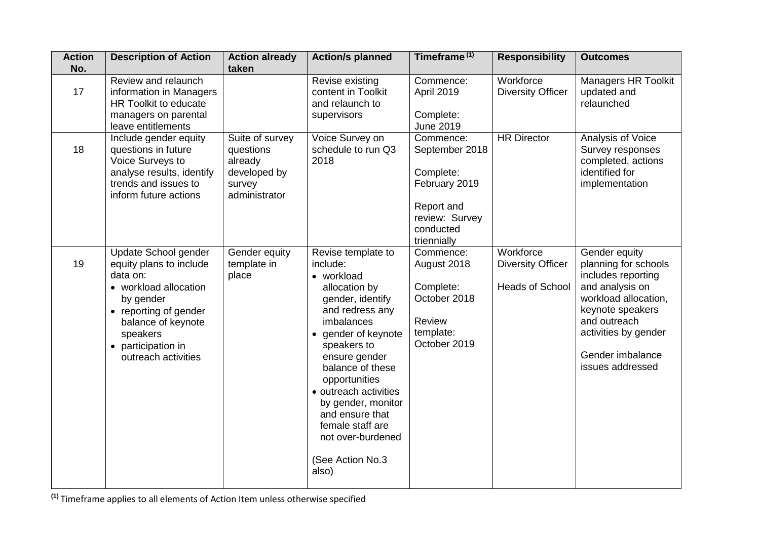| Action No. | Description of Action | Action already taken | Action/s planned | Timeframe [(1)] | Responsibility | Outcomes |
|---|---|---|---|---|---|---|
| 17 | Review and relaunch information in Managers HR Toolkit to educate managers on parental leave entitlements | | Revise existing content in Toolkit and relaunch to supervisors | Commence: April 2019<br><br>Complete: June 2019 | Workforce Diversity Officer | Managers HR Toolkit updated and relaunched |
| 18 | Include gender equity questions in future Voice Surveys to analyse results, identify trends and issues to inform future actions | Suite of survey questions already developed by survey administrator | Voice Survey on schedule to run Q3 2018 | Commence: September 2018<br><br>Complete: February 2019<br><br>Report and review: Survey conducted triennially | HR Director | Analysis of Voice Survey responses completed, actions identified for implementation |
| 19 | Update School gender equity plans to include data on:<br>• workload allocation by gender<br>• reporting of gender balance of keynote speakers<br>• participation in outreach activities | Gender equity template in place | Revise template to include:<br>• workload allocation by gender, identify and redress any imbalances<br>• gender of keynote speakers to ensure gender balance of these opportunities<br>• outreach activities by gender, monitor and ensure that female staff are not over-burdened<br><br>(See Action No.3 also) | Commence: August 2018<br><br>Complete: October 2018<br><br>Review template: October 2019 | Workforce Diversity Officer<br><br>Heads of School | Gender equity planning for schools includes reporting and analysis on workload allocation, keynote speakers and outreach activities by gender<br><br>Gender imbalance issues addressed |

[(1)] Timeframe applies to all elements of Action Item unless otherwise specified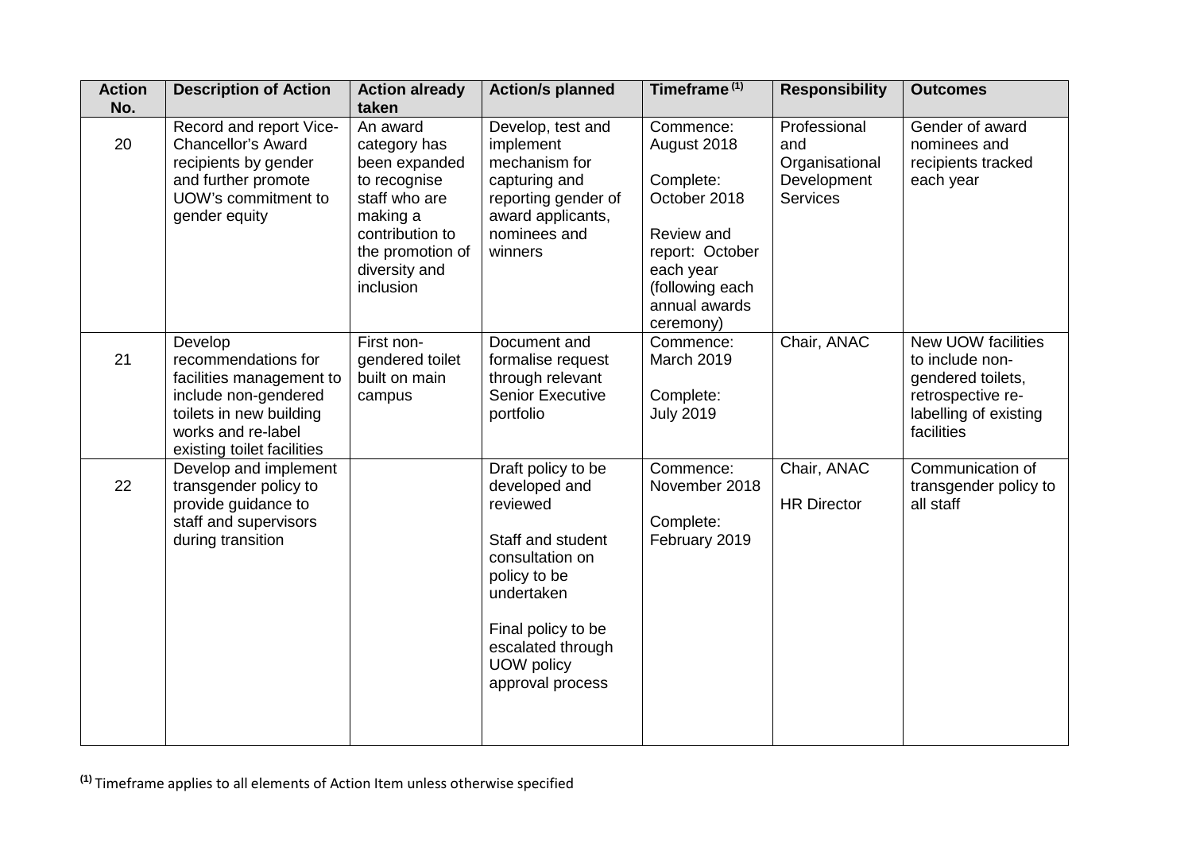| Action No. | Description of Action | Action already taken | Action/s planned | Timeframe [(1)] | Responsibility | Outcomes |
|---|---|---|---|---|---|---|
| 20 | Record and report Vice-Chancellor's Award recipients by gender and further promote UOW's commitment to gender equity | An award category has been expanded to recognise staff who are making a contribution to the promotion of diversity and inclusion | Develop, test and implement mechanism for capturing and reporting gender of award applicants, nominees and winners | Commence: August 2018<br><br>Complete: October 2018<br><br>Review and report: October each year (following each annual awards ceremony) | Professional and Organisational Development Services | Gender of award nominees and recipients tracked each year |
| 21 | Develop recommendations for facilities management to include non-gendered toilets in new building works and re-label existing toilet facilities | First non-gendered toilet built on main campus | Document and formalise request through relevant Senior Executive portfolio | Commence: March 2019<br><br>Complete: July 2019 | Chair, ANAC | New UOW facilities to include non-gendered toilets, retrospective re-labelling of existing facilities |
| 22 | Develop and implement transgender policy to provide guidance to staff and supervisors during transition | | Draft policy to be developed and reviewed<br><br>Staff and student consultation on policy to be undertaken<br><br>Final policy to be escalated through UOW policy approval process | Commence: November 2018<br><br>Complete: February 2019 | Chair, ANAC<br><br>HR Director | Communication of transgender policy to all staff |

[(1)] Timeframe applies to all elements of Action Item unless otherwise specified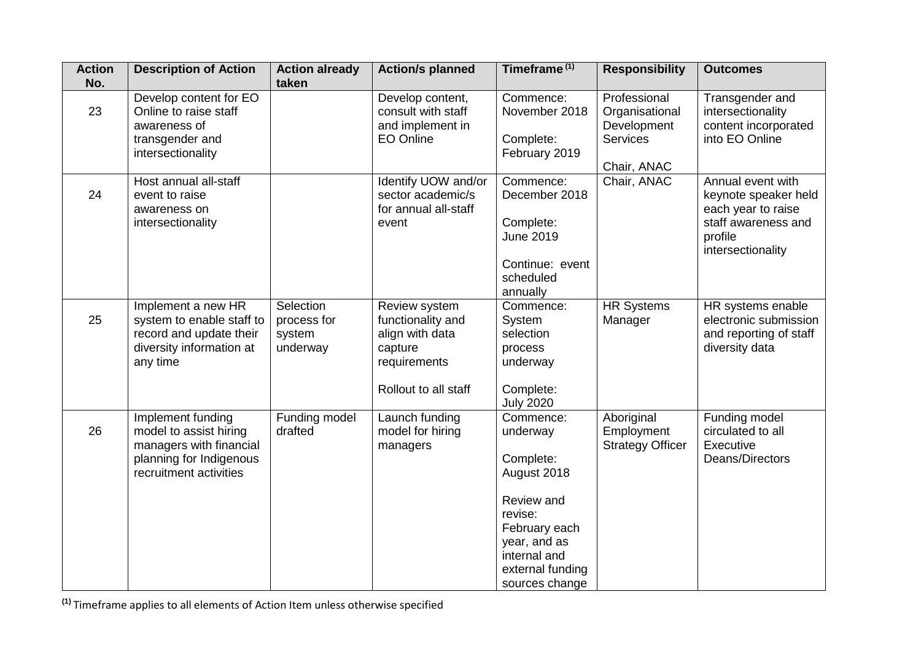| Action No. | Description of Action | Action already taken | Action/s planned | Timeframe [1] | Responsibility | Outcomes |
|---|---|---|---|---|---|---|
| 23 | Develop content for EO Online to raise staff awareness of transgender and intersectionality | | Develop content, consult with staff and implement in EO Online | Commence: November 2018<br><br>Complete: February 2019 | Professional Organisational Development Services<br><br>Chair, ANAC | Transgender and intersectionality content incorporated into EO Online |
| 24 | Host annual all-staff event to raise awareness on intersectionality | | Identify UOW and/or sector academic/s for annual all-staff event | Commence: December 2018<br><br>Complete: June 2019<br><br>Continue: event scheduled annually | Chair, ANAC | Annual event with keynote speaker held each year to raise staff awareness and profile intersectionality |
| 25 | Implement a new HR system to enable staff to record and update their diversity information at any time | Selection process for system underway | Review system functionality and align with data capture requirements<br><br>Rollout to all staff | Commence: System selection process underway<br><br>Complete: July 2020 | HR Systems Manager | HR systems enable electronic submission and reporting of staff diversity data |
| 26 | Implement funding model to assist hiring managers with financial planning for Indigenous recruitment activities | Funding model drafted | Launch funding model for hiring managers | Commence: underway<br><br>Complete: August 2018<br><br>Review and revise: February each year, and as internal and external funding sources change | Aboriginal Employment Strategy Officer | Funding model circulated to all Executive Deans/Directors |

[1] Timeframe applies to all elements of Action Item unless otherwise specified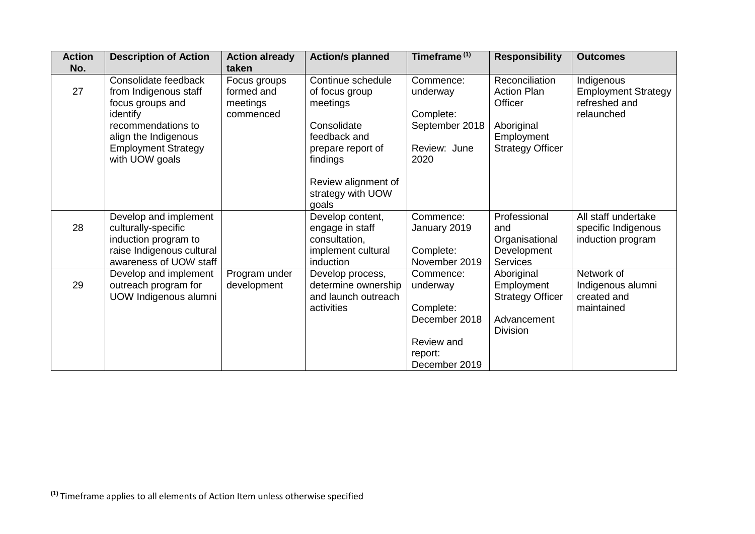| Action No. | Description of Action | Action already taken | Action/s planned | Timeframe [(1)] | Responsibility | Outcomes |
|---|---|---|---|---|---|---|
| 27 | Consolidate feedback from Indigenous staff focus groups and identify recommendations to align the Indigenous Employment Strategy with UOW goals | Focus groups formed and meetings commenced | Continue schedule of focus group meetings<br><br>Consolidate feedback and prepare report of findings<br><br>Review alignment of strategy with UOW goals | Commence: underway<br><br>Complete: September 2018<br><br>Review: June 2020 | Reconciliation Action Plan Officer<br><br>Aboriginal Employment Strategy Officer | Indigenous Employment Strategy refreshed and relaunched |
| 28 | Develop and implement culturally-specific induction program to raise Indigenous cultural awareness of UOW staff | | Develop content, engage in staff consultation, implement cultural induction | Commence: January 2019<br><br>Complete: November 2019 | Professional and Organisational Development Services | All staff undertake specific Indigenous induction program |
| 29 | Develop and implement outreach program for UOW Indigenous alumni | Program under development | Develop process, determine ownership and launch outreach activities | Commence: underway<br><br>Complete: December 2018<br><br>Review and report: December 2019 | Aboriginal Employment Strategy Officer<br><br>Advancement Division | Network of Indigenous alumni created and maintained |

**(1)** Timeframe applies to all elements of Action Item unless otherwise specified